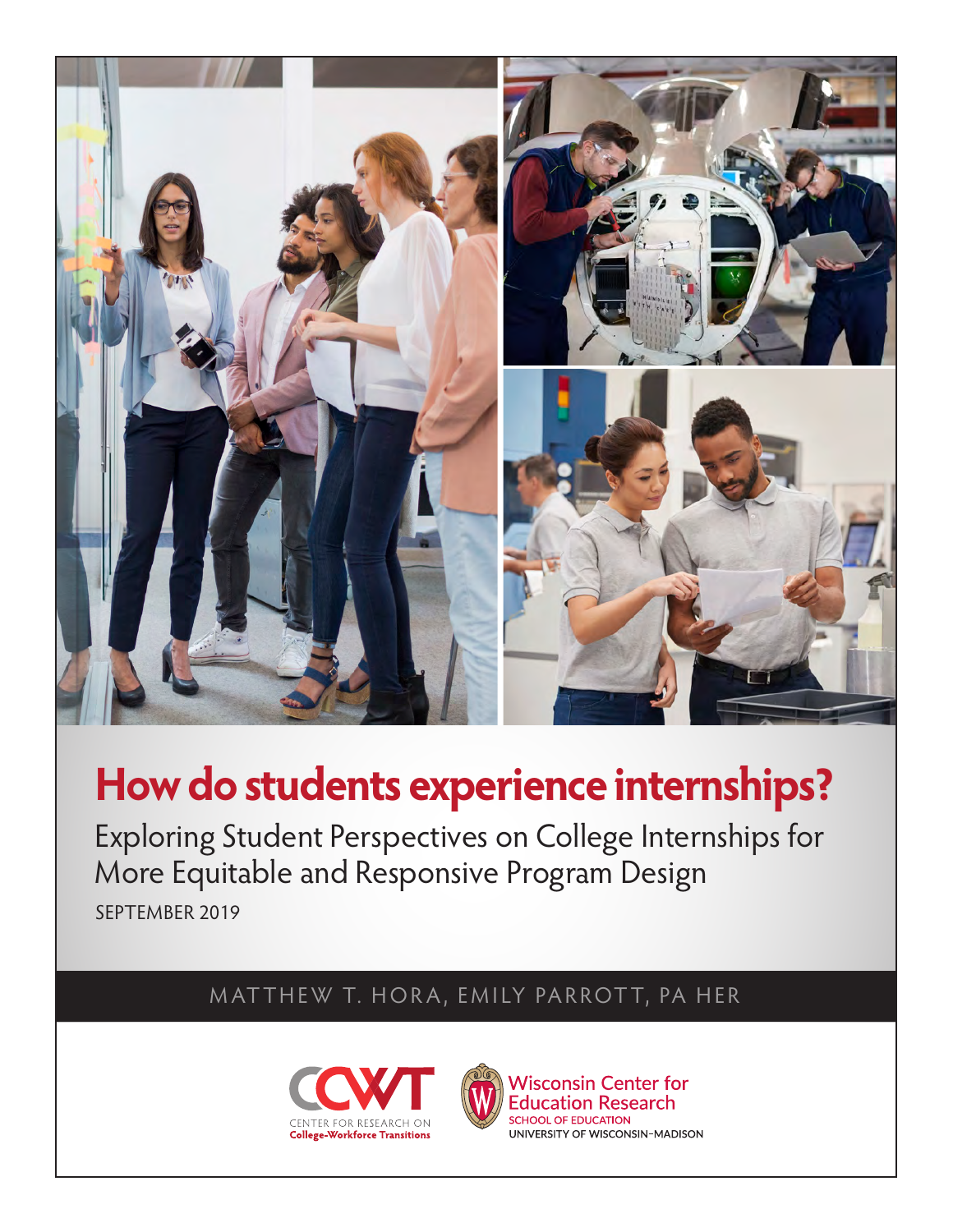# How do students experience internships?

Exploring Student Perspectives on College Internships for More Equitable and Responsive Program Design

SEPTEMBER 2019

MATTHEW T. HORA, EMILY PARROTT, PA HER

CCWT CENTER FOR RESEARCH ON College-Workforce Transitions

Wisconsin Center for Education Research
SCHOOL OF EDUCATION
UNIVERSITY OF WISCONSIN–MADISON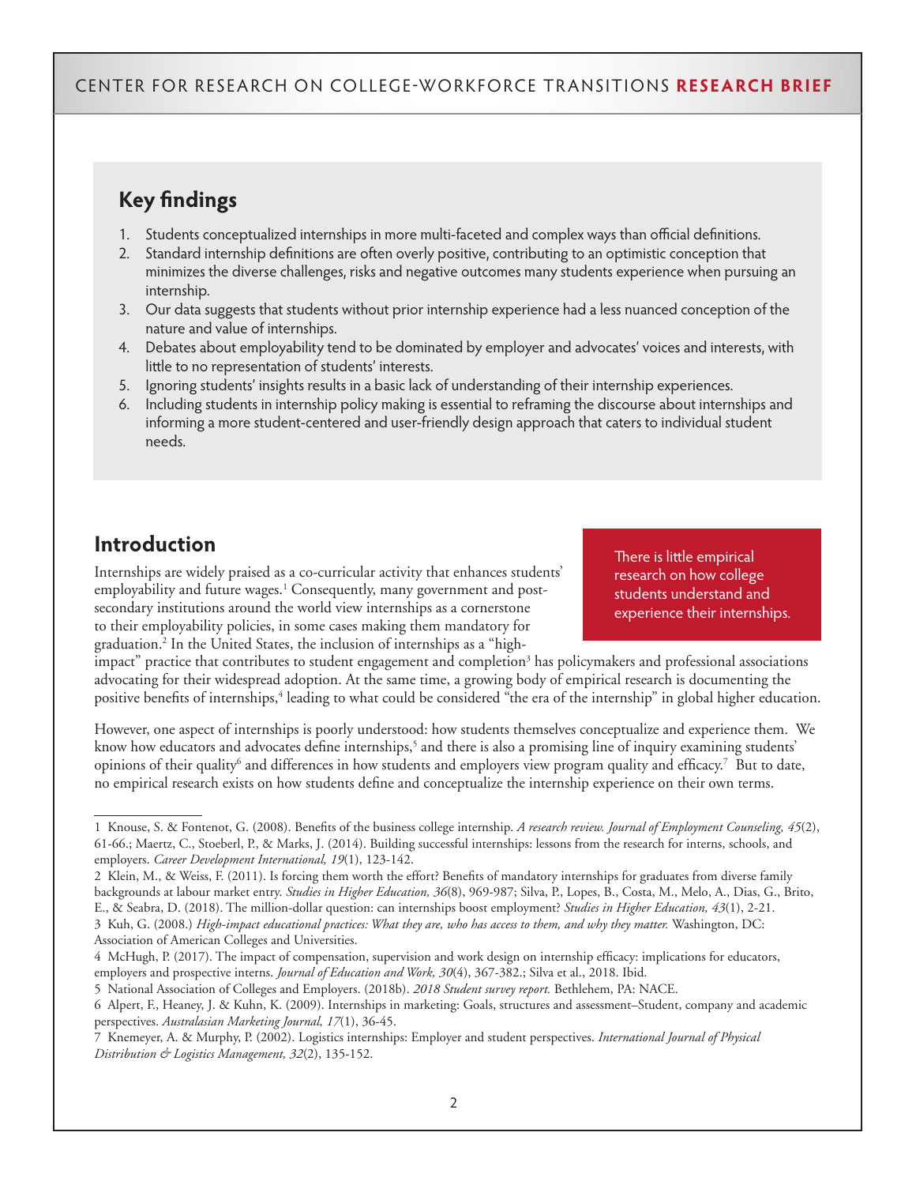## Key findings

1. Students conceptualized internships in more multi-faceted and complex ways than official definitions.
2. Standard internship definitions are often overly positive, contributing to an optimistic conception that minimizes the diverse challenges, risks and negative outcomes many students experience when pursuing an internship.
3. Our data suggests that students without prior internship experience had a less nuanced conception of the nature and value of internships.
4. Debates about employability tend to be dominated by employer and advocates' voices and interests, with little to no representation of students' interests.
5. Ignoring students' insights results in a basic lack of understanding of their internship experiences.
6. Including students in internship policy making is essential to reframing the discourse about internships and informing a more student-centered and user-friendly design approach that caters to individual student needs.

## Introduction

> There is little empirical research on how college students understand and experience their internships.

Internships are widely praised as a co-curricular activity that enhances students' employability and future wages.[1] Consequently, many government and post-secondary institutions around the world view internships as a cornerstone to their employability policies, in some cases making them mandatory for graduation.[2] In the United States, the inclusion of internships as a "high-impact" practice that contributes to student engagement and completion[3] has policymakers and professional associations advocating for their widespread adoption. At the same time, a growing body of empirical research is documenting the positive benefits of internships,[4] leading to what could be considered "the era of the internship" in global higher education.

However, one aspect of internships is poorly understood: how students themselves conceptualize and experience them. We know how educators and advocates define internships,[5] and there is also a promising line of inquiry examining students' opinions of their quality[6] and differences in how students and employers view program quality and efficacy.[7] But to date, no empirical research exists on how students define and conceptualize the internship experience on their own terms.

---

1 Knouse, S. & Fontenot, G. (2008). Benefits of the business college internship. *A research review. Journal of Employment Counseling, 45*(2), 61-66.; Maertz, C., Stoeberl, P., & Marks, J. (2014). Building successful internships: lessons from the research for interns, schools, and employers. *Career Development International, 19*(1), 123-142.

2 Klein, M., & Weiss, F. (2011). Is forcing them worth the effort? Benefits of mandatory internships for graduates from diverse family backgrounds at labour market entry. *Studies in Higher Education, 36*(8), 969-987; Silva, P., Lopes, B., Costa, M., Melo, A., Dias, G., Brito, E., & Seabra, D. (2018). The million-dollar question: can internships boost employment? *Studies in Higher Education, 43*(1), 2-21.

3 Kuh, G. (2008.) *High-impact educational practices: What they are, who has access to them, and why they matter.* Washington, DC: Association of American Colleges and Universities.

4 McHugh, P. (2017). The impact of compensation, supervision and work design on internship efficacy: implications for educators, employers and prospective interns. *Journal of Education and Work, 30*(4), 367-382.; Silva et al., 2018. Ibid.

5 National Association of Colleges and Employers. (2018b). *2018 Student survey report.* Bethlehem, PA: NACE.

6 Alpert, F., Heaney, J. & Kuhn, K. (2009). Internships in marketing: Goals, structures and assessment–Student, company and academic perspectives. *Australasian Marketing Journal, 17*(1), 36-45.

7 Knemeyer, A. & Murphy, P. (2002). Logistics internships: Employer and student perspectives. *International Journal of Physical Distribution & Logistics Management, 32*(2), 135-152.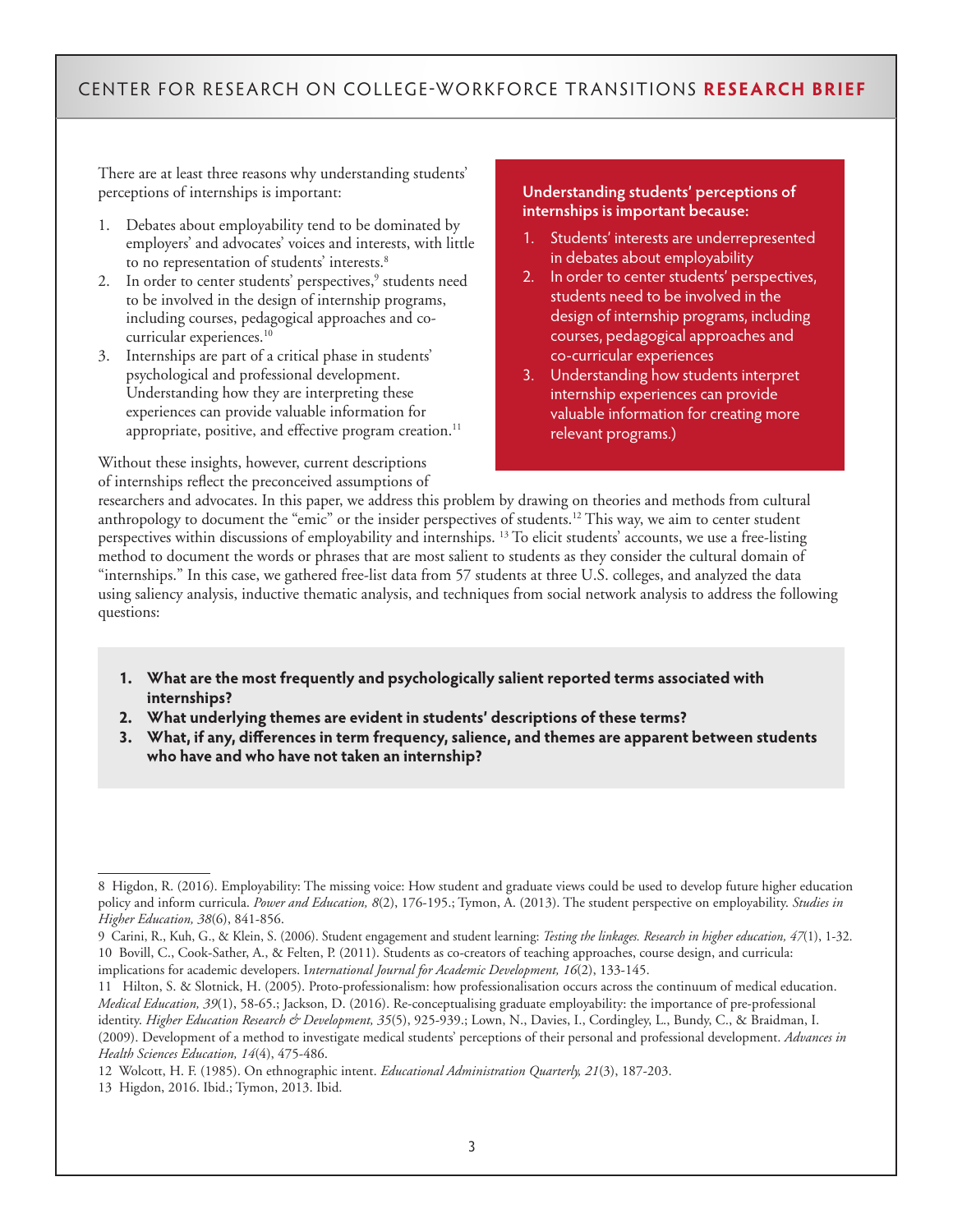There are at least three reasons why understanding students' perceptions of internships is important:

1. Debates about employability tend to be dominated by employers' and advocates' voices and interests, with little to no representation of students' interests.[8]
2. In order to center students' perspectives,[9] students need to be involved in the design of internship programs, including courses, pedagogical approaches and co-curricular experiences.[10]
3. Internships are part of a critical phase in students' psychological and professional development. Understanding how they are interpreting these experiences can provide valuable information for appropriate, positive, and effective program creation.[11]

**Understanding students' perceptions of internships is important because:**

1. Students' interests are underrepresented in debates about employability
2. In order to center students' perspectives, students need to be involved in the design of internship programs, including courses, pedagogical approaches and co-curricular experiences
3. Understanding how students interpret internship experiences can provide valuable information for creating more relevant programs.)

Without these insights, however, current descriptions of internships reflect the preconceived assumptions of researchers and advocates. In this paper, we address this problem by drawing on theories and methods from cultural anthropology to document the "emic" or the insider perspectives of students.[12] This way, we aim to center student perspectives within discussions of employability and internships. [13] To elicit students' accounts, we use a free-listing method to document the words or phrases that are most salient to students as they consider the cultural domain of "internships." In this case, we gathered free-list data from 57 students at three U.S. colleges, and analyzed the data using saliency analysis, inductive thematic analysis, and techniques from social network analysis to address the following questions:

1. **What are the most frequently and psychologically salient reported terms associated with internships?**
2. **What underlying themes are evident in students' descriptions of these terms?**
3. **What, if any, differences in term frequency, salience, and themes are apparent between students who have and who have not taken an internship?**

---

8 Higdon, R. (2016). Employability: The missing voice: How student and graduate views could be used to develop future higher education policy and inform curricula. *Power and Education, 8*(2), 176-195.; Tymon, A. (2013). The student perspective on employability. *Studies in Higher Education, 38*(6), 841-856.

9 Carini, R., Kuh, G., & Klein, S. (2006). Student engagement and student learning: *Testing the linkages. Research in higher education, 47*(1), 1-32.

10 Bovill, C., Cook-Sather, A., & Felten, P. (2011). Students as co-creators of teaching approaches, course design, and curricula: implications for academic developers. I*nternational Journal for Academic Development, 16*(2), 133-145.

11 Hilton, S. & Slotnick, H. (2005). Proto-professionalism: how professionalisation occurs across the continuum of medical education. *Medical Education, 39*(1), 58-65.; Jackson, D. (2016). Re-conceptualising graduate employability: the importance of pre-professional identity. *Higher Education Research & Development, 35*(5), 925-939.; Lown, N., Davies, I., Cordingley, L., Bundy, C., & Braidman, I. (2009). Development of a method to investigate medical students' perceptions of their personal and professional development. *Advances in Health Sciences Education, 14*(4), 475-486.

12 Wolcott, H. F. (1985). On ethnographic intent. *Educational Administration Quarterly, 21*(3), 187-203.

13 Higdon, 2016. Ibid.; Tymon, 2013. Ibid.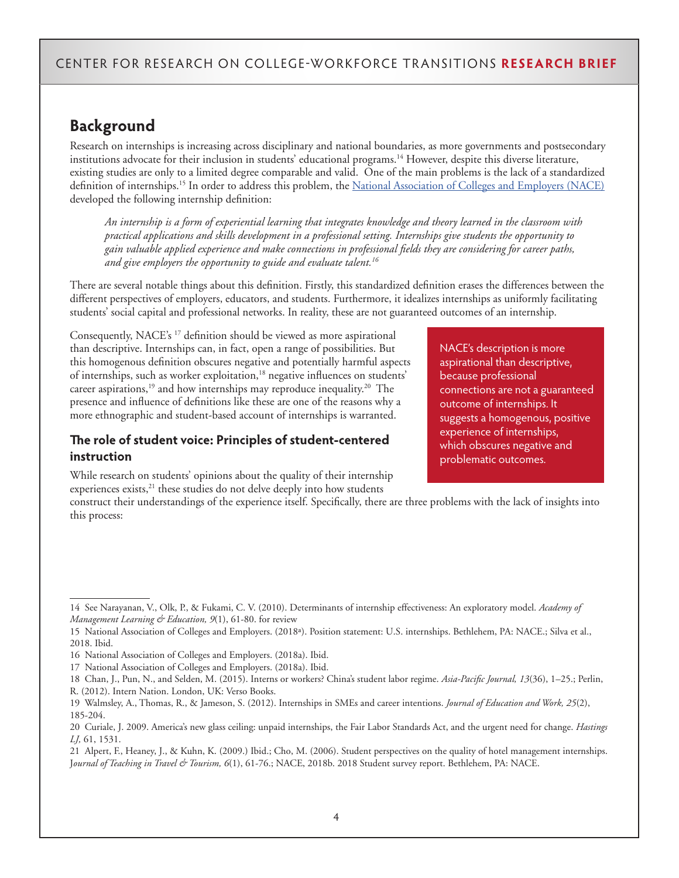## Background

Research on internships is increasing across disciplinary and national boundaries, as more governments and postsecondary institutions advocate for their inclusion in students' educational programs.[14] However, despite this diverse literature, existing studies are only to a limited degree comparable and valid. One of the main problems is the lack of a standardized definition of internships.[15] In order to address this problem, the National Association of Colleges and Employers (NACE) developed the following internship definition:

> *An internship is a form of experiential learning that integrates knowledge and theory learned in the classroom with practical applications and skills development in a professional setting. Internships give students the opportunity to gain valuable applied experience and make connections in professional fields they are considering for career paths, and give employers the opportunity to guide and evaluate talent.*[16]

There are several notable things about this definition. Firstly, this standardized definition erases the differences between the different perspectives of employers, educators, and students. Furthermore, it idealizes internships as uniformly facilitating students' social capital and professional networks. In reality, these are not guaranteed outcomes of an internship.

Consequently, NACE's [17] definition should be viewed as more aspirational than descriptive. Internships can, in fact, open a range of possibilities. But this homogenous definition obscures negative and potentially harmful aspects of internships, such as worker exploitation,[18] negative influences on students' career aspirations,[19] and how internships may reproduce inequality.[20] The presence and influence of definitions like these are one of the reasons why a more ethnographic and student-based account of internships is warranted.

> NACE's description is more aspirational than descriptive, because professional connections are not a guaranteed outcome of internships. It suggests a homogenous, positive experience of internships, which obscures negative and problematic outcomes.

### The role of student voice: Principles of student-centered instruction

While research on students' opinions about the quality of their internship experiences exists,[21] these studies do not delve deeply into how students construct their understandings of the experience itself. Specifically, there are three problems with the lack of insights into this process:

---

14 See Narayanan, V., Olk, P., & Fukami, C. V. (2010). Determinants of internship effectiveness: An exploratory model. *Academy of Management Learning & Education, 9*(1), 61-80. for review

15 National Association of Colleges and Employers. (2018a). Position statement: U.S. internships. Bethlehem, PA: NACE.; Silva et al., 2018. Ibid.

16 National Association of Colleges and Employers. (2018a). Ibid.

17 National Association of Colleges and Employers. (2018a). Ibid.

18 Chan, J., Pun, N., and Selden, M. (2015). Interns or workers? China's student labor regime. *Asia-Pacific Journal, 13*(36), 1–25.; Perlin, R. (2012). Intern Nation. London, UK: Verso Books.

19 Walmsley, A., Thomas, R., & Jameson, S. (2012). Internships in SMEs and career intentions. *Journal of Education and Work, 25*(2), 185-204.

20 Curiale, J. 2009. America's new glass ceiling: unpaid internships, the Fair Labor Standards Act, and the urgent need for change. *Hastings LJ,* 61, 1531.

21 Alpert, F., Heaney, J., & Kuhn, K. (2009.) Ibid.; Cho, M. (2006). Student perspectives on the quality of hotel management internships. *Journal of Teaching in Travel & Tourism, 6*(1), 61-76.; NACE, 2018b. 2018 Student survey report. Bethlehem, PA: NACE.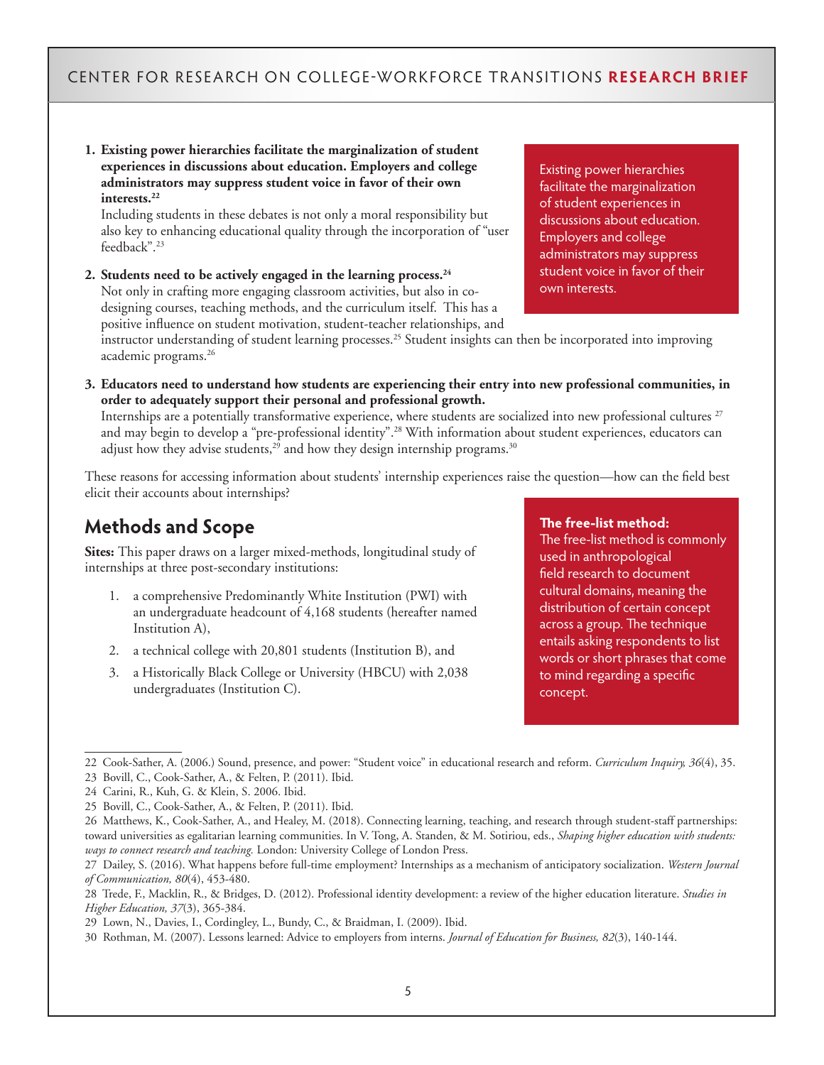1. **Existing power hierarchies facilitate the marginalization of student experiences in discussions about education. Employers and college administrators may suppress student voice in favor of their own interests.**[22]
   Including students in these debates is not only a moral responsibility but also key to enhancing educational quality through the incorporation of "user feedback".[23]

2. **Students need to be actively engaged in the learning process.**[24]
   Not only in crafting more engaging classroom activities, but also in co-designing courses, teaching methods, and the curriculum itself. This has a positive influence on student motivation, student-teacher relationships, and instructor understanding of student learning processes.[25] Student insights can then be incorporated into improving academic programs.[26]

3. **Educators need to understand how students are experiencing their entry into new professional communities, in order to adequately support their personal and professional growth.**
   Internships are a potentially transformative experience, where students are socialized into new professional cultures [27] and may begin to develop a "pre-professional identity".[28] With information about student experiences, educators can adjust how they advise students,[29] and how they design internship programs.[30]

> Existing power hierarchies facilitate the marginalization of student experiences in discussions about education. Employers and college administrators may suppress student voice in favor of their own interests.

These reasons for accessing information about students' internship experiences raise the question—how can the field best elicit their accounts about internships?

## Methods and Scope

**Sites:** This paper draws on a larger mixed-methods, longitudinal study of internships at three post-secondary institutions:

1. a comprehensive Predominantly White Institution (PWI) with an undergraduate headcount of 4,168 students (hereafter named Institution A),
2. a technical college with 20,801 students (Institution B), and
3. a Historically Black College or University (HBCU) with 2,038 undergraduates (Institution C).

> **The free-list method:**
> The free-list method is commonly used in anthropological field research to document cultural domains, meaning the distribution of certain concept across a group. The technique entails asking respondents to list words or short phrases that come to mind regarding a specific concept.

---

22 Cook-Sather, A. (2006.) Sound, presence, and power: "Student voice" in educational research and reform. *Curriculum Inquiry, 36*(4), 35.

23 Bovill, C., Cook-Sather, A., & Felten, P. (2011). Ibid.

24 Carini, R., Kuh, G. & Klein, S. 2006. Ibid.

25 Bovill, C., Cook-Sather, A., & Felten, P. (2011). Ibid.

26 Matthews, K., Cook-Sather, A., and Healey, M. (2018). Connecting learning, teaching, and research through student-staff partnerships: toward universities as egalitarian learning communities. In V. Tong, A. Standen, & M. Sotiriou, eds., *Shaping higher education with students: ways to connect research and teaching.* London: University College of London Press.

27 Dailey, S. (2016). What happens before full-time employment? Internships as a mechanism of anticipatory socialization. *Western Journal of Communication, 80*(4), 453-480.

28 Trede, F., Macklin, R., & Bridges, D. (2012). Professional identity development: a review of the higher education literature. *Studies in Higher Education, 37*(3), 365-384.

29 Lown, N., Davies, I., Cordingley, L., Bundy, C., & Braidman, I. (2009). Ibid.

30 Rothman, M. (2007). Lessons learned: Advice to employers from interns. *Journal of Education for Business, 82*(3), 140-144.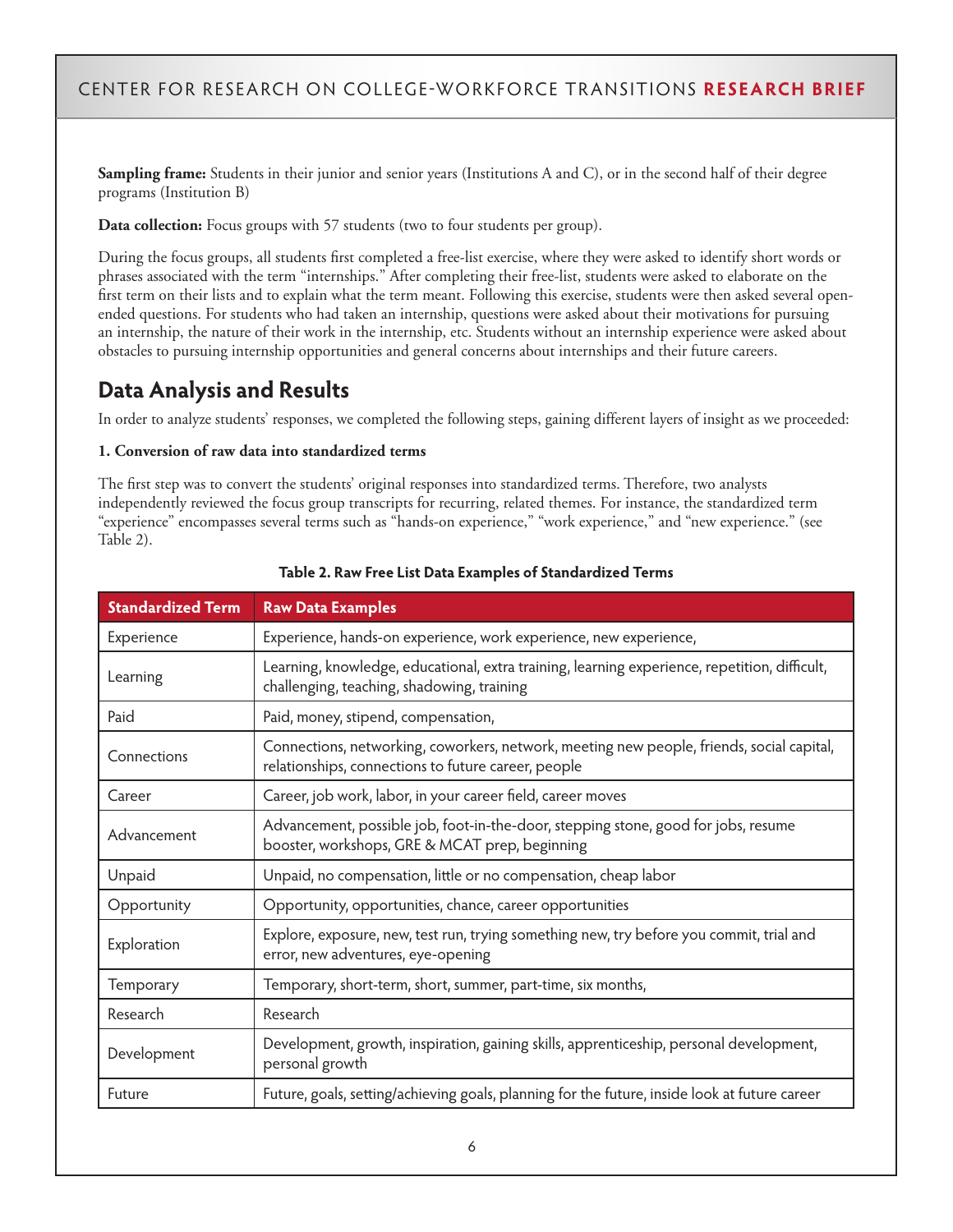**Sampling frame:** Students in their junior and senior years (Institutions A and C), or in the second half of their degree programs (Institution B)

**Data collection:** Focus groups with 57 students (two to four students per group).

During the focus groups, all students first completed a free-list exercise, where they were asked to identify short words or phrases associated with the term "internships." After completing their free-list, students were asked to elaborate on the first term on their lists and to explain what the term meant. Following this exercise, students were then asked several open-ended questions. For students who had taken an internship, questions were asked about their motivations for pursuing an internship, the nature of their work in the internship, etc. Students without an internship experience were asked about obstacles to pursuing internship opportunities and general concerns about internships and their future careers.

## Data Analysis and Results

In order to analyze students' responses, we completed the following steps, gaining different layers of insight as we proceeded:

**1. Conversion of raw data into standardized terms**

The first step was to convert the students' original responses into standardized terms. Therefore, two analysts independently reviewed the focus group transcripts for recurring, related themes. For instance, the standardized term "experience" encompasses several terms such as "hands-on experience," "work experience," and "new experience." (see Table 2).

**Table 2. Raw Free List Data Examples of Standardized Terms**

| Standardized Term | Raw Data Examples |
|---|---|
| Experience | Experience, hands-on experience, work experience, new experience, |
| Learning | Learning, knowledge, educational, extra training, learning experience, repetition, difficult, challenging, teaching, shadowing, training |
| Paid | Paid, money, stipend, compensation, |
| Connections | Connections, networking, coworkers, network, meeting new people, friends, social capital, relationships, connections to future career, people |
| Career | Career, job work, labor, in your career field, career moves |
| Advancement | Advancement, possible job, foot-in-the-door, stepping stone, good for jobs, resume booster, workshops, GRE & MCAT prep, beginning |
| Unpaid | Unpaid, no compensation, little or no compensation, cheap labor |
| Opportunity | Opportunity, opportunities, chance, career opportunities |
| Exploration | Explore, exposure, new, test run, trying something new, try before you commit, trial and error, new adventures, eye-opening |
| Temporary | Temporary, short-term, short, summer, part-time, six months, |
| Research | Research |
| Development | Development, growth, inspiration, gaining skills, apprenticeship, personal development, personal growth |
| Future | Future, goals, setting/achieving goals, planning for the future, inside look at future career |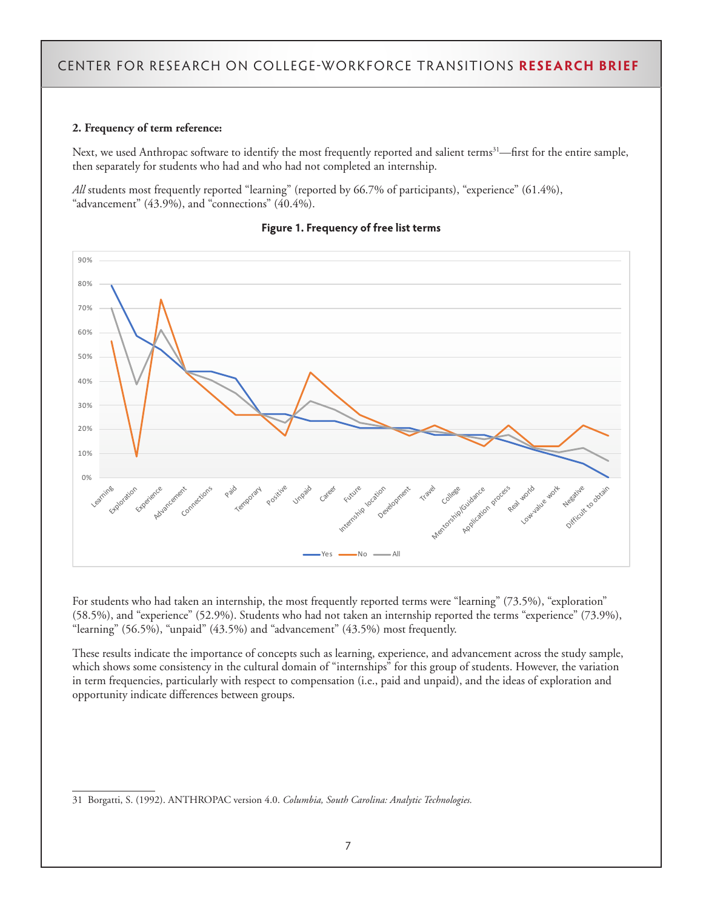**2. Frequency of term reference:**

Next, we used Anthropac software to identify the most frequently reported and salient terms[31]—first for the entire sample, then separately for students who had and who had not completed an internship.

*All* students most frequently reported "learning" (reported by 66.7% of participants), "experience" (61.4%), "advancement" (43.9%), and "connections" (40.4%).

**Figure 1. Frequency of free list terms**

For students who had taken an internship, the most frequently reported terms were "learning" (73.5%), "exploration" (58.5%), and "experience" (52.9%). Students who had not taken an internship reported the terms "experience" (73.9%), "learning" (56.5%), "unpaid" (43.5%) and "advancement" (43.5%) most frequently.

These results indicate the importance of concepts such as learning, experience, and advancement across the study sample, which shows some consistency in the cultural domain of "internships" for this group of students. However, the variation in term frequencies, particularly with respect to compensation (i.e., paid and unpaid), and the ideas of exploration and opportunity indicate differences between groups.

---

31 Borgatti, S. (1992). ANTHROPAC version 4.0. *Columbia, South Carolina: Analytic Technologies.*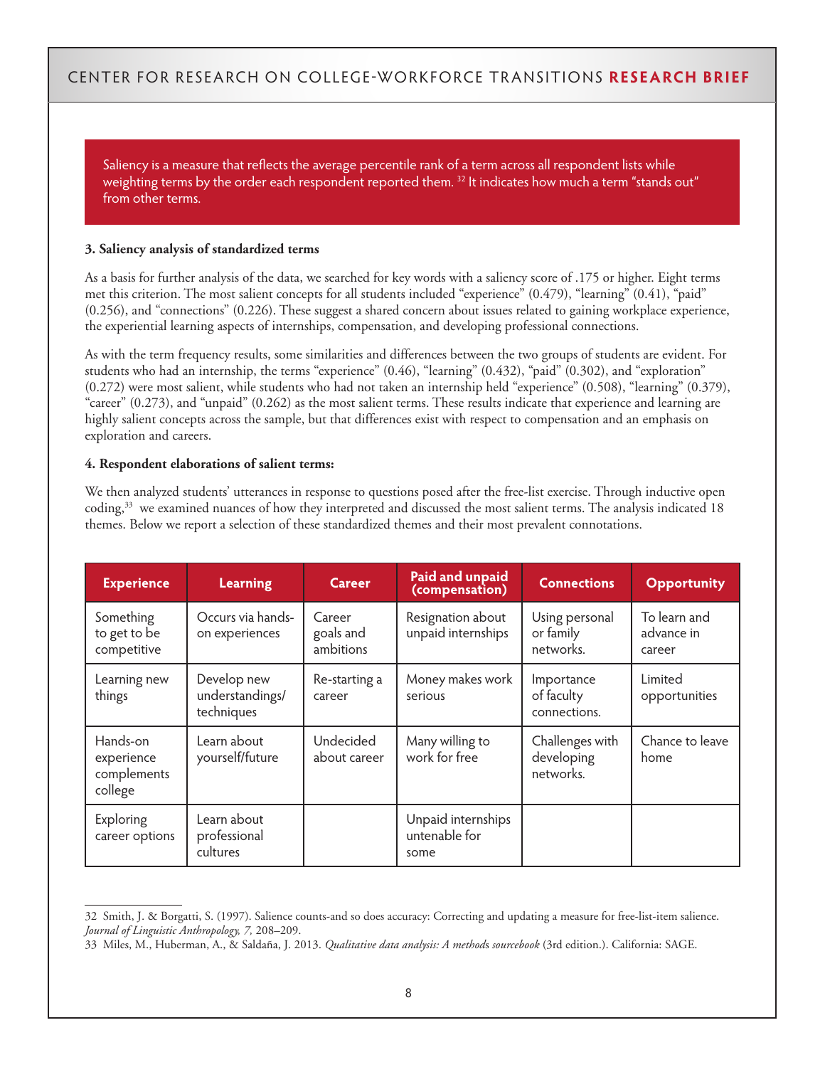Saliency is a measure that reflects the average percentile rank of a term across all respondent lists while weighting terms by the order each respondent reported them. [32] It indicates how much a term "stands out" from other terms.

**3. Saliency analysis of standardized terms**

As a basis for further analysis of the data, we searched for key words with a saliency score of .175 or higher. Eight terms met this criterion. The most salient concepts for all students included "experience" (0.479), "learning" (0.41), "paid" (0.256), and "connections" (0.226). These suggest a shared concern about issues related to gaining workplace experience, the experiential learning aspects of internships, compensation, and developing professional connections.

As with the term frequency results, some similarities and differences between the two groups of students are evident. For students who had an internship, the terms "experience" (0.46), "learning" (0.432), "paid" (0.302), and "exploration" (0.272) were most salient, while students who had not taken an internship held "experience" (0.508), "learning" (0.379), "career" (0.273), and "unpaid" (0.262) as the most salient terms. These results indicate that experience and learning are highly salient concepts across the sample, but that differences exist with respect to compensation and an emphasis on exploration and careers.

**4. Respondent elaborations of salient terms:**

We then analyzed students' utterances in response to questions posed after the free-list exercise. Through inductive open coding,[33] we examined nuances of how they interpreted and discussed the most salient terms. The analysis indicated 18 themes. Below we report a selection of these standardized themes and their most prevalent connotations.

| Experience | Learning | Career | Paid and unpaid (compensation) | Connections | Opportunity |
|---|---|---|---|---|---|
| Something to get to be competitive | Occurs via hands-on experiences | Career goals and ambitions | Resignation about unpaid internships | Using personal or family networks. | To learn and advance in career |
| Learning new things | Develop new understandings/ techniques | Re-starting a career | Money makes work serious | Importance of faculty connections. | Limited opportunities |
| Hands-on experience complements college | Learn about yourself/future | Undecided about career | Many willing to work for free | Challenges with developing networks. | Chance to leave home |
| Exploring career options | Learn about professional cultures | | Unpaid internships untenable for some | | |

32 Smith, J. & Borgatti, S. (1997). Salience counts-and so does accuracy: Correcting and updating a measure for free-list-item salience. *Journal of Linguistic Anthropology, 7,* 208–209.

33 Miles, M., Huberman, A., & Saldaña, J. 2013. *Qualitative data analysis: A methods sourcebook* (3rd edition.). California: SAGE.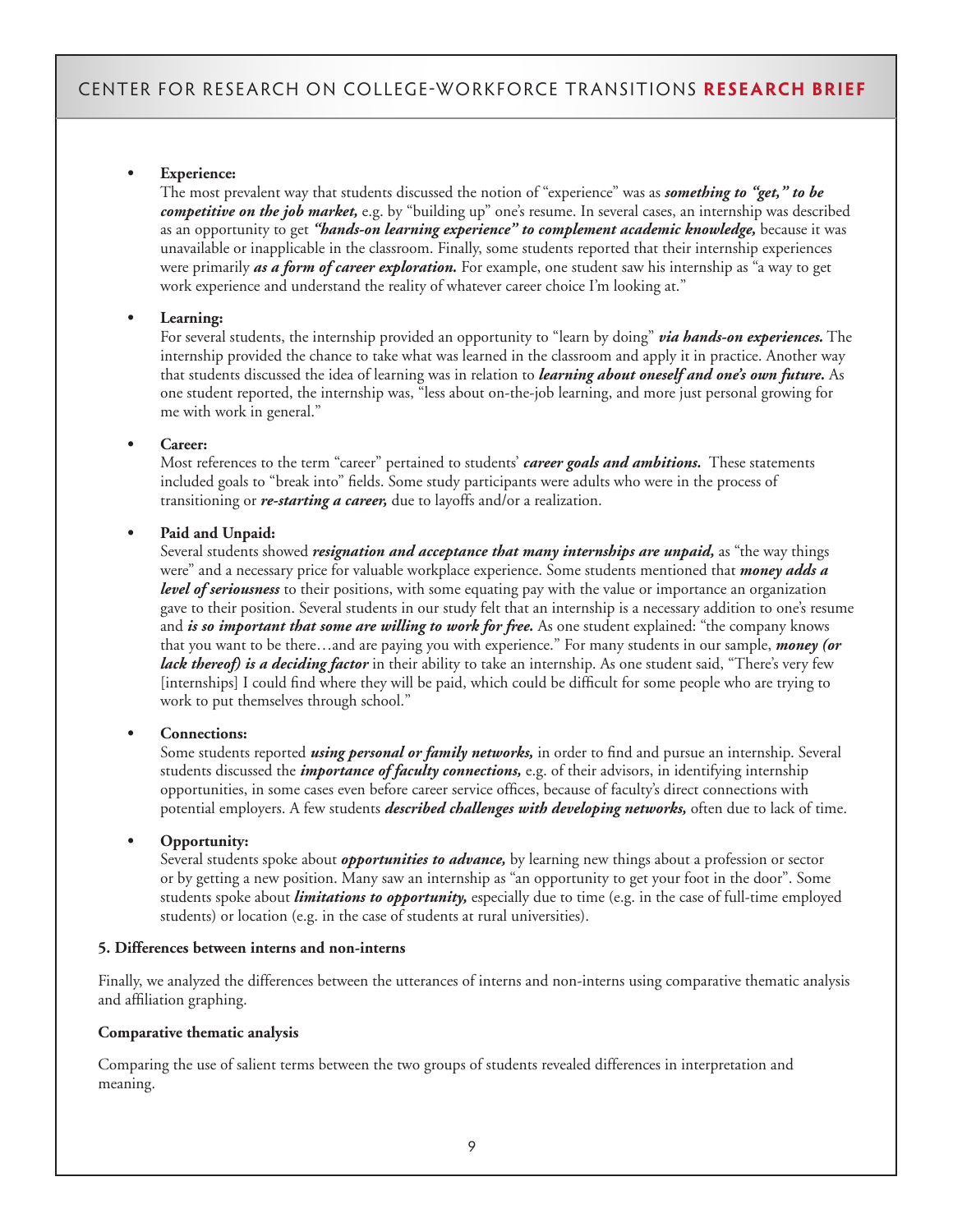- **Experience:**
  The most prevalent way that students discussed the notion of "experience" was as ***something to "get," to be competitive on the job market,*** e.g. by "building up" one's resume. In several cases, an internship was described as an opportunity to get ***"hands-on learning experience" to complement academic knowledge,*** because it was unavailable or inapplicable in the classroom. Finally, some students reported that their internship experiences were primarily ***as a form of career exploration.*** For example, one student saw his internship as "a way to get work experience and understand the reality of whatever career choice I'm looking at."

- **Learning:**
  For several students, the internship provided an opportunity to "learn by doing" ***via hands-on experiences.*** The internship provided the chance to take what was learned in the classroom and apply it in practice. Another way that students discussed the idea of learning was in relation to ***learning about oneself and one's own future.*** As one student reported, the internship was, "less about on-the-job learning, and more just personal growing for me with work in general."

- **Career:**
  Most references to the term "career" pertained to students' ***career goals and ambitions.*** These statements included goals to "break into" fields. Some study participants were adults who were in the process of transitioning or ***re-starting a career,*** due to layoffs and/or a realization.

- **Paid and Unpaid:**
  Several students showed ***resignation and acceptance that many internships are unpaid,*** as "the way things were" and a necessary price for valuable workplace experience. Some students mentioned that ***money adds a level of seriousness*** to their positions, with some equating pay with the value or importance an organization gave to their position. Several students in our study felt that an internship is a necessary addition to one's resume and ***is so important that some are willing to work for free.*** As one student explained: "the company knows that you want to be there…and are paying you with experience." For many students in our sample, ***money (or lack thereof) is a deciding factor*** in their ability to take an internship. As one student said, "There's very few [internships] I could find where they will be paid, which could be difficult for some people who are trying to work to put themselves through school."

- **Connections:**
  Some students reported ***using personal or family networks,*** in order to find and pursue an internship. Several students discussed the ***importance of faculty connections,*** e.g. of their advisors, in identifying internship opportunities, in some cases even before career service offices, because of faculty's direct connections with potential employers. A few students ***described challenges with developing networks,*** often due to lack of time.

- **Opportunity:**
  Several students spoke about ***opportunities to advance,*** by learning new things about a profession or sector or by getting a new position. Many saw an internship as "an opportunity to get your foot in the door". Some students spoke about ***limitations to opportunity,*** especially due to time (e.g. in the case of full-time employed students) or location (e.g. in the case of students at rural universities).

**5. Differences between interns and non-interns**

Finally, we analyzed the differences between the utterances of interns and non-interns using comparative thematic analysis and affiliation graphing.

**Comparative thematic analysis**

Comparing the use of salient terms between the two groups of students revealed differences in interpretation and meaning.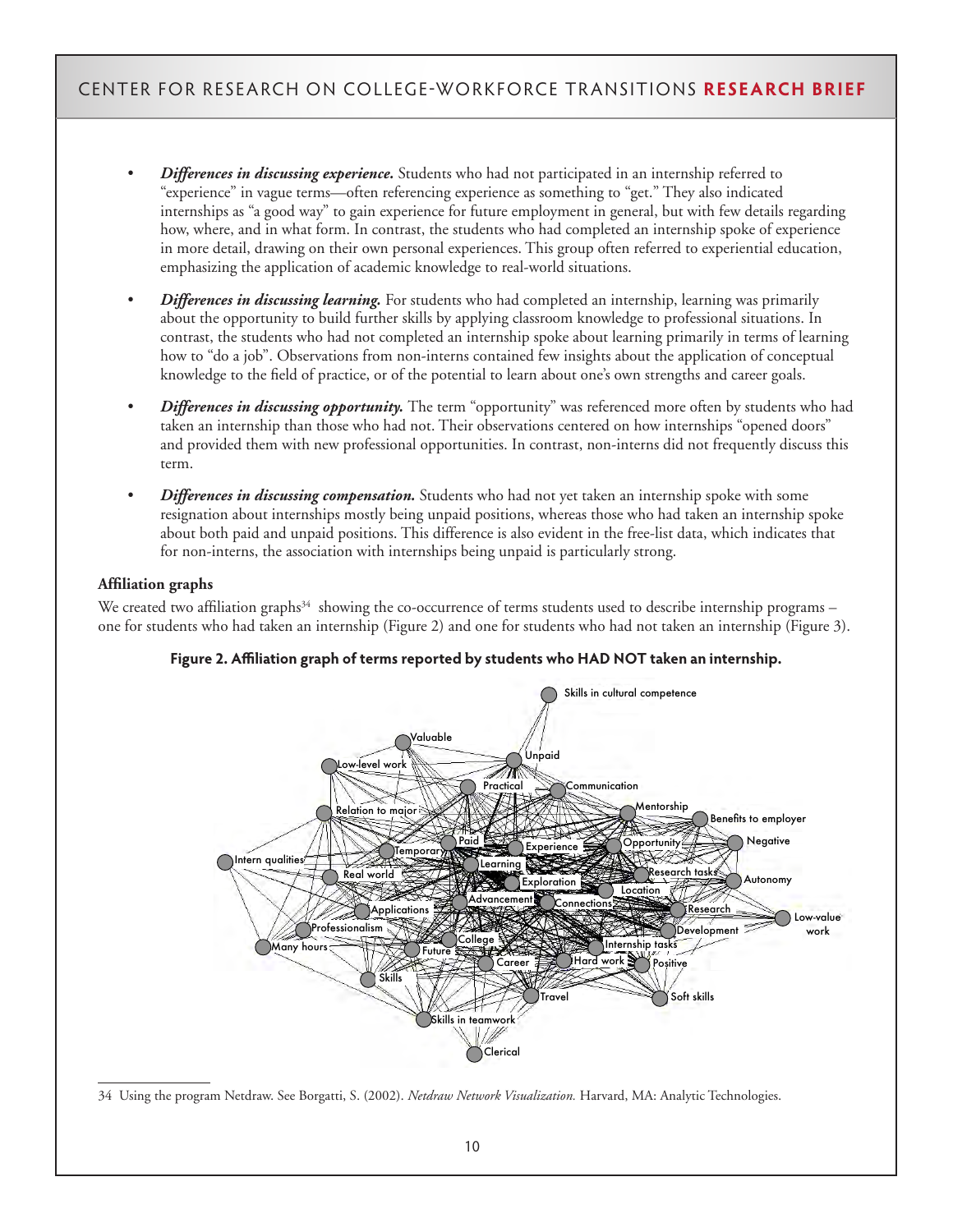- ***Differences in discussing experience.*** Students who had not participated in an internship referred to "experience" in vague terms—often referencing experience as something to "get." They also indicated internships as "a good way" to gain experience for future employment in general, but with few details regarding how, where, and in what form. In contrast, the students who had completed an internship spoke of experience in more detail, drawing on their own personal experiences. This group often referred to experiential education, emphasizing the application of academic knowledge to real-world situations.

- ***Differences in discussing learning.*** For students who had completed an internship, learning was primarily about the opportunity to build further skills by applying classroom knowledge to professional situations. In contrast, the students who had not completed an internship spoke about learning primarily in terms of learning how to "do a job". Observations from non-interns contained few insights about the application of conceptual knowledge to the field of practice, or of the potential to learn about one's own strengths and career goals.

- ***Differences in discussing opportunity.*** The term "opportunity" was referenced more often by students who had taken an internship than those who had not. Their observations centered on how internships "opened doors" and provided them with new professional opportunities. In contrast, non-interns did not frequently discuss this term.

- ***Differences in discussing compensation.*** Students who had not yet taken an internship spoke with some resignation about internships mostly being unpaid positions, whereas those who had taken an internship spoke about both paid and unpaid positions. This difference is also evident in the free-list data, which indicates that for non-interns, the association with internships being unpaid is particularly strong.

**Affiliation graphs**

We created two affiliation graphs[34] showing the co-occurrence of terms students used to describe internship programs – one for students who had taken an internship (Figure 2) and one for students who had not taken an internship (Figure 3).

**Figure 2. Affiliation graph of terms reported by students who HAD NOT taken an internship.**

---

34 Using the program Netdraw. See Borgatti, S. (2002). *Netdraw Network Visualization.* Harvard, MA: Analytic Technologies.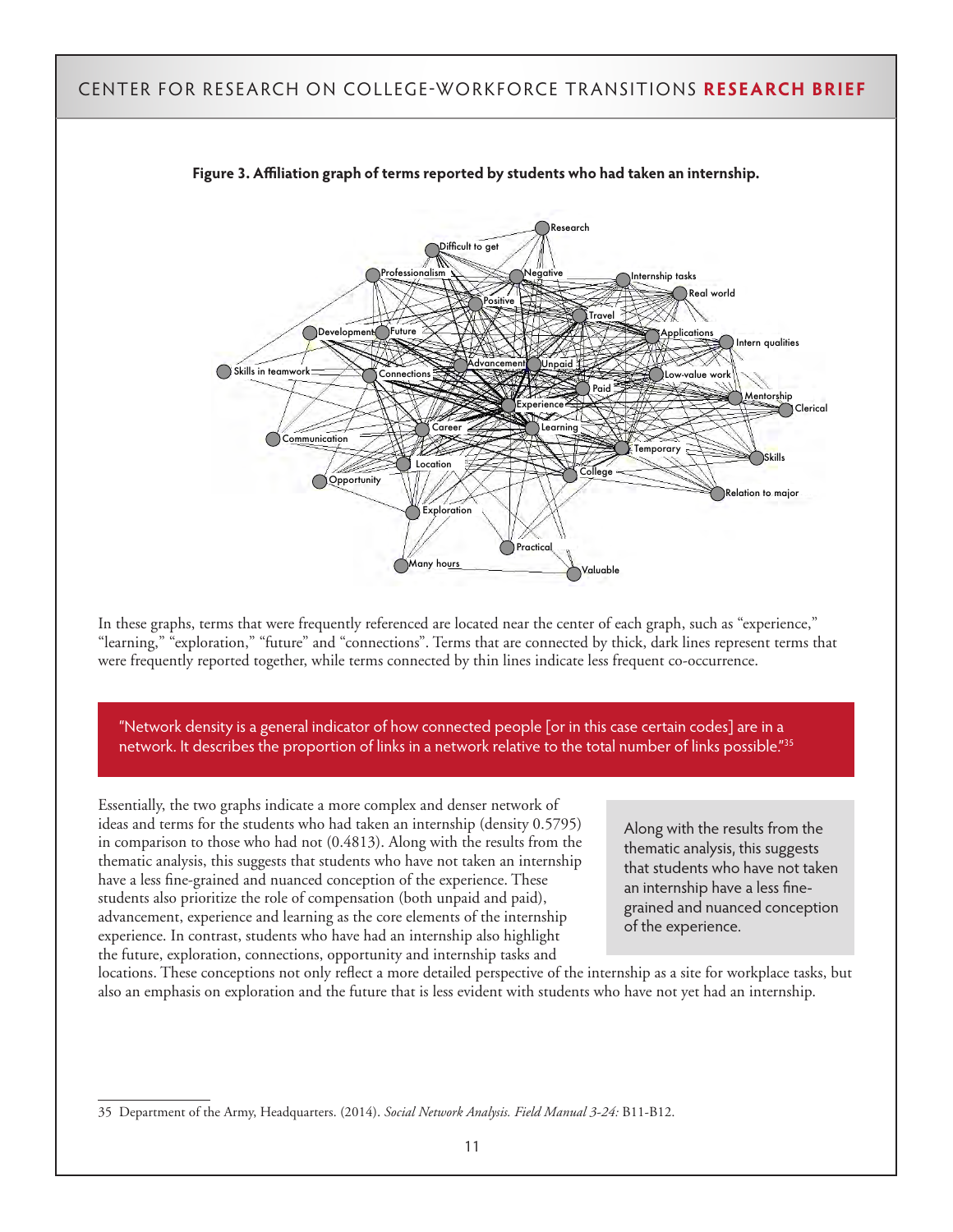**Figure 3. Affiliation graph of terms reported by students who had taken an internship.**

In these graphs, terms that were frequently referenced are located near the center of each graph, such as "experience," "learning," "exploration," "future" and "connections". Terms that are connected by thick, dark lines represent terms that were frequently reported together, while terms connected by thin lines indicate less frequent co-occurrence.

> "Network density is a general indicator of how connected people [or in this case certain codes] are in a network. It describes the proportion of links in a network relative to the total number of links possible."[35]

Essentially, the two graphs indicate a more complex and denser network of ideas and terms for the students who had taken an internship (density 0.5795) in comparison to those who had not (0.4813). Along with the results from the thematic analysis, this suggests that students who have not taken an internship have a less fine-grained and nuanced conception of the experience. These students also prioritize the role of compensation (both unpaid and paid), advancement, experience and learning as the core elements of the internship experience. In contrast, students who have had an internship also highlight the future, exploration, connections, opportunity and internship tasks and locations. These conceptions not only reflect a more detailed perspective of the internship as a site for workplace tasks, but also an emphasis on exploration and the future that is less evident with students who have not yet had an internship.

> Along with the results from the thematic analysis, this suggests that students who have not taken an internship have a less fine-grained and nuanced conception of the experience.

35 Department of the Army, Headquarters. (2014). *Social Network Analysis. Field Manual 3-24:* B11-B12.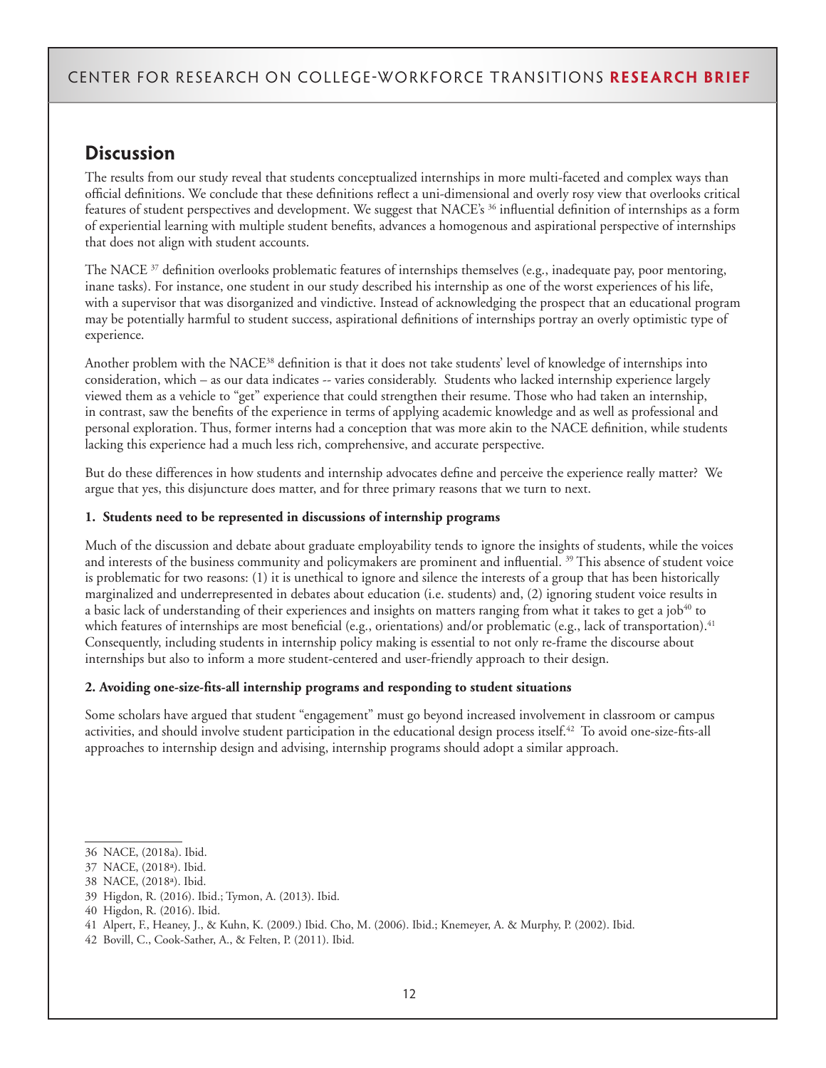## Discussion

The results from our study reveal that students conceptualized internships in more multi-faceted and complex ways than official definitions. We conclude that these definitions reflect a uni-dimensional and overly rosy view that overlooks critical features of student perspectives and development. We suggest that NACE's [36] influential definition of internships as a form of experiential learning with multiple student benefits, advances a homogenous and aspirational perspective of internships that does not align with student accounts.

The NACE [37] definition overlooks problematic features of internships themselves (e.g., inadequate pay, poor mentoring, inane tasks). For instance, one student in our study described his internship as one of the worst experiences of his life, with a supervisor that was disorganized and vindictive. Instead of acknowledging the prospect that an educational program may be potentially harmful to student success, aspirational definitions of internships portray an overly optimistic type of experience.

Another problem with the NACE[38] definition is that it does not take students' level of knowledge of internships into consideration, which – as our data indicates -- varies considerably. Students who lacked internship experience largely viewed them as a vehicle to "get" experience that could strengthen their resume. Those who had taken an internship, in contrast, saw the benefits of the experience in terms of applying academic knowledge and as well as professional and personal exploration. Thus, former interns had a conception that was more akin to the NACE definition, while students lacking this experience had a much less rich, comprehensive, and accurate perspective.

But do these differences in how students and internship advocates define and perceive the experience really matter? We argue that yes, this disjuncture does matter, and for three primary reasons that we turn to next.

**1. Students need to be represented in discussions of internship programs**

Much of the discussion and debate about graduate employability tends to ignore the insights of students, while the voices and interests of the business community and policymakers are prominent and influential. [39] This absence of student voice is problematic for two reasons: (1) it is unethical to ignore and silence the interests of a group that has been historically marginalized and underrepresented in debates about education (i.e. students) and, (2) ignoring student voice results in a basic lack of understanding of their experiences and insights on matters ranging from what it takes to get a job[40] to which features of internships are most beneficial (e.g., orientations) and/or problematic (e.g., lack of transportation).[41] Consequently, including students in internship policy making is essential to not only re-frame the discourse about internships but also to inform a more student-centered and user-friendly approach to their design.

**2. Avoiding one-size-fits-all internship programs and responding to student situations**

Some scholars have argued that student "engagement" must go beyond increased involvement in classroom or campus activities, and should involve student participation in the educational design process itself.[42] To avoid one-size-fits-all approaches to internship design and advising, internship programs should adopt a similar approach.

---

36 NACE, (2018a). Ibid.

37 NACE, (2018a). Ibid.

38 NACE, (2018a). Ibid.

39 Higdon, R. (2016). Ibid.; Tymon, A. (2013). Ibid.

40 Higdon, R. (2016). Ibid.

41 Alpert, F., Heaney, J., & Kuhn, K. (2009.) Ibid. Cho, M. (2006). Ibid.; Knemeyer, A. & Murphy, P. (2002). Ibid.

42 Bovill, C., Cook-Sather, A., & Felten, P. (2011). Ibid.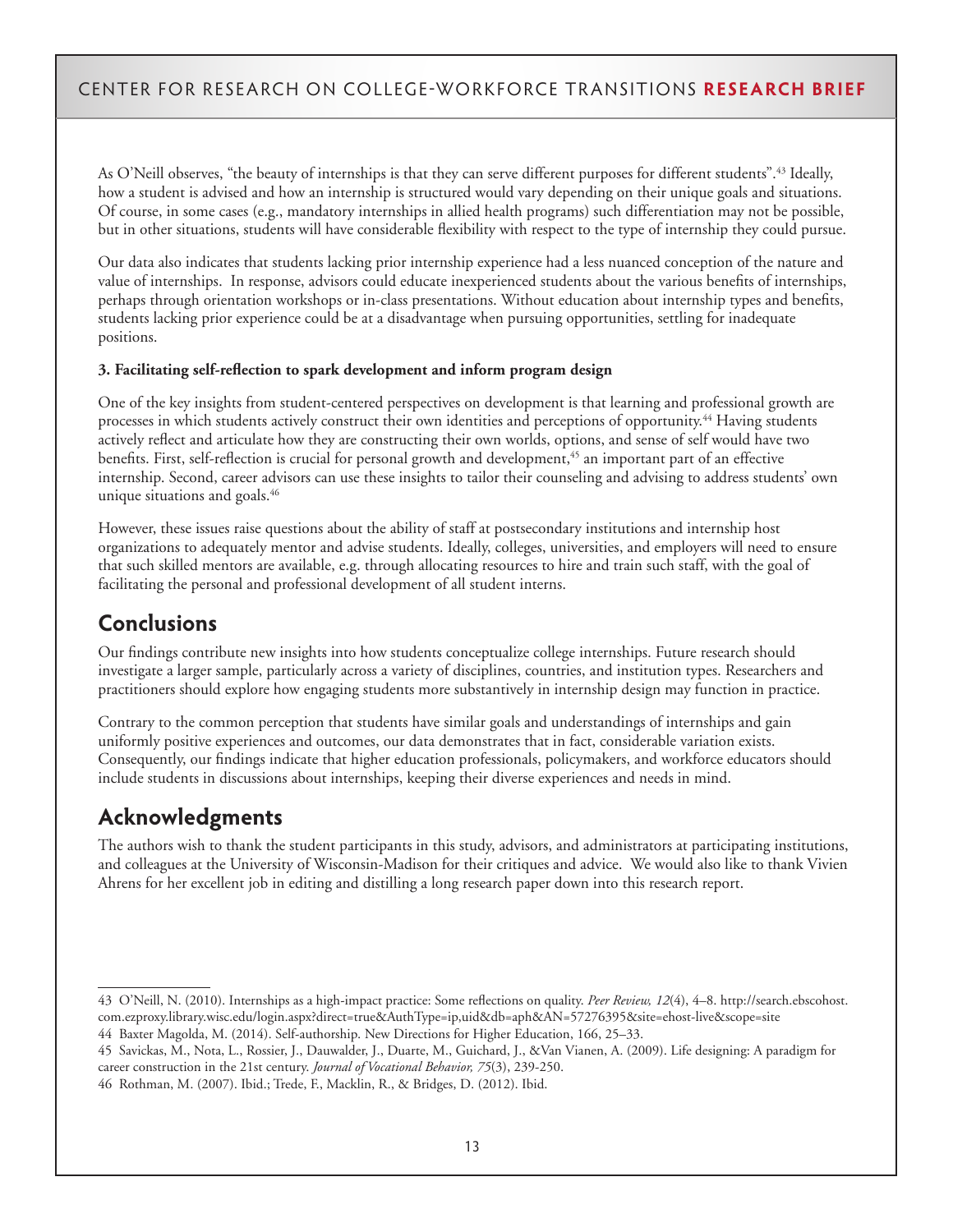As O'Neill observes, "the beauty of internships is that they can serve different purposes for different students".[43] Ideally, how a student is advised and how an internship is structured would vary depending on their unique goals and situations. Of course, in some cases (e.g., mandatory internships in allied health programs) such differentiation may not be possible, but in other situations, students will have considerable flexibility with respect to the type of internship they could pursue.

Our data also indicates that students lacking prior internship experience had a less nuanced conception of the nature and value of internships. In response, advisors could educate inexperienced students about the various benefits of internships, perhaps through orientation workshops or in-class presentations. Without education about internship types and benefits, students lacking prior experience could be at a disadvantage when pursuing opportunities, settling for inadequate positions.

**3. Facilitating self-reflection to spark development and inform program design**

One of the key insights from student-centered perspectives on development is that learning and professional growth are processes in which students actively construct their own identities and perceptions of opportunity.[44] Having students actively reflect and articulate how they are constructing their own worlds, options, and sense of self would have two benefits. First, self-reflection is crucial for personal growth and development,[45] an important part of an effective internship. Second, career advisors can use these insights to tailor their counseling and advising to address students' own unique situations and goals.[46]

However, these issues raise questions about the ability of staff at postsecondary institutions and internship host organizations to adequately mentor and advise students. Ideally, colleges, universities, and employers will need to ensure that such skilled mentors are available, e.g. through allocating resources to hire and train such staff, with the goal of facilitating the personal and professional development of all student interns.

## Conclusions

Our findings contribute new insights into how students conceptualize college internships. Future research should investigate a larger sample, particularly across a variety of disciplines, countries, and institution types. Researchers and practitioners should explore how engaging students more substantively in internship design may function in practice.

Contrary to the common perception that students have similar goals and understandings of internships and gain uniformly positive experiences and outcomes, our data demonstrates that in fact, considerable variation exists. Consequently, our findings indicate that higher education professionals, policymakers, and workforce educators should include students in discussions about internships, keeping their diverse experiences and needs in mind.

## Acknowledgments

The authors wish to thank the student participants in this study, advisors, and administrators at participating institutions, and colleagues at the University of Wisconsin-Madison for their critiques and advice. We would also like to thank Vivien Ahrens for her excellent job in editing and distilling a long research paper down into this research report.

---

43 O'Neill, N. (2010). Internships as a high-impact practice: Some reflections on quality. *Peer Review, 12*(4), 4–8. http://search.ebscohost.com.ezproxy.library.wisc.edu/login.aspx?direct=true&AuthType=ip,uid&db=aph&AN=57276395&site=ehost-live&scope=site

44 Baxter Magolda, M. (2014). Self-authorship. New Directions for Higher Education, 166, 25–33.

45 Savickas, M., Nota, L., Rossier, J., Dauwalder, J., Duarte, M., Guichard, J., &Van Vianen, A. (2009). Life designing: A paradigm for career construction in the 21st century. *Journal of Vocational Behavior, 75*(3), 239-250.

46 Rothman, M. (2007). Ibid.; Trede, F., Macklin, R., & Bridges, D. (2012). Ibid.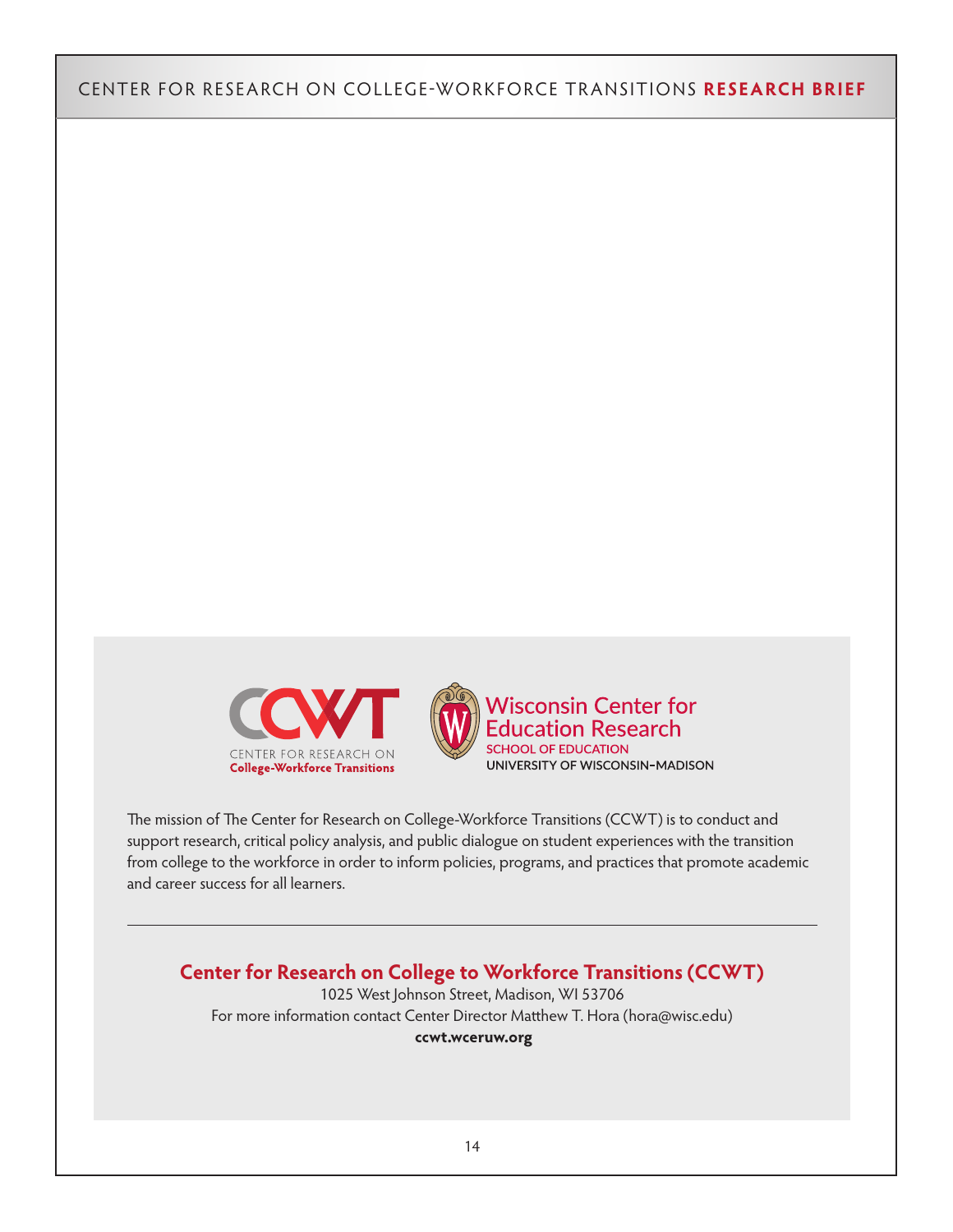CENTER FOR RESEARCH ON College-Workforce Transitions

Wisconsin Center for Education Research
SCHOOL OF EDUCATION
UNIVERSITY OF WISCONSIN–MADISON

The mission of The Center for Research on College-Workforce Transitions (CCWT) is to conduct and support research, critical policy analysis, and public dialogue on student experiences with the transition from college to the workforce in order to inform policies, programs, and practices that promote academic and career success for all learners.

---

**Center for Research on College to Workforce Transitions (CCWT)**

1025 West Johnson Street, Madison, WI 53706

For more information contact Center Director Matthew T. Hora (hora@wisc.edu)

**ccwt.wceruw.org**